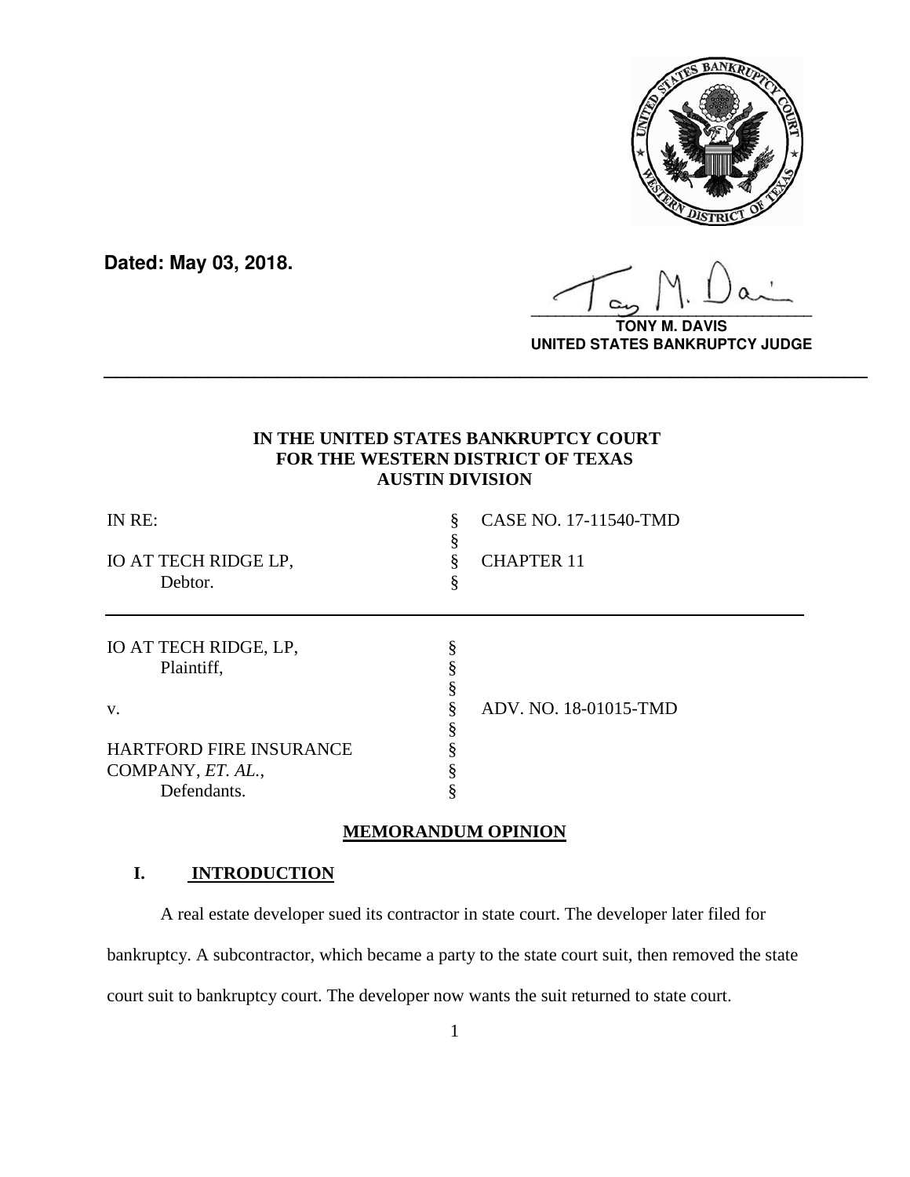**Dated: May 03, 2018.**

**TONY M. DAVIS**
**UNITED STATES BANKRUPTCY JUDGE**

---

**IN THE UNITED STATES BANKRUPTCY COURT**
**FOR THE WESTERN DISTRICT OF TEXAS**
**AUSTIN DIVISION**

| | | |
|---|---|---|
| IN RE: | § | CASE NO. 17-11540-TMD |
| | § | |
| IO AT TECH RIDGE LP, | § | CHAPTER 11 |
| Debtor. | § | |

| | | |
|---|---|---|
| IO AT TECH RIDGE, LP, | § | |
| Plaintiff, | § | |
| | § | |
| v. | § | ADV. NO. 18-01015-TMD |
| | § | |
| HARTFORD FIRE INSURANCE | § | |
| COMPANY, *ET. AL.*, | § | |
| Defendants. | § | |

**MEMORANDUM OPINION**

## I. INTRODUCTION

A real estate developer sued its contractor in state court. The developer later filed for bankruptcy. A subcontractor, which became a party to the state court suit, then removed the state court suit to bankruptcy court. The developer now wants the suit returned to state court.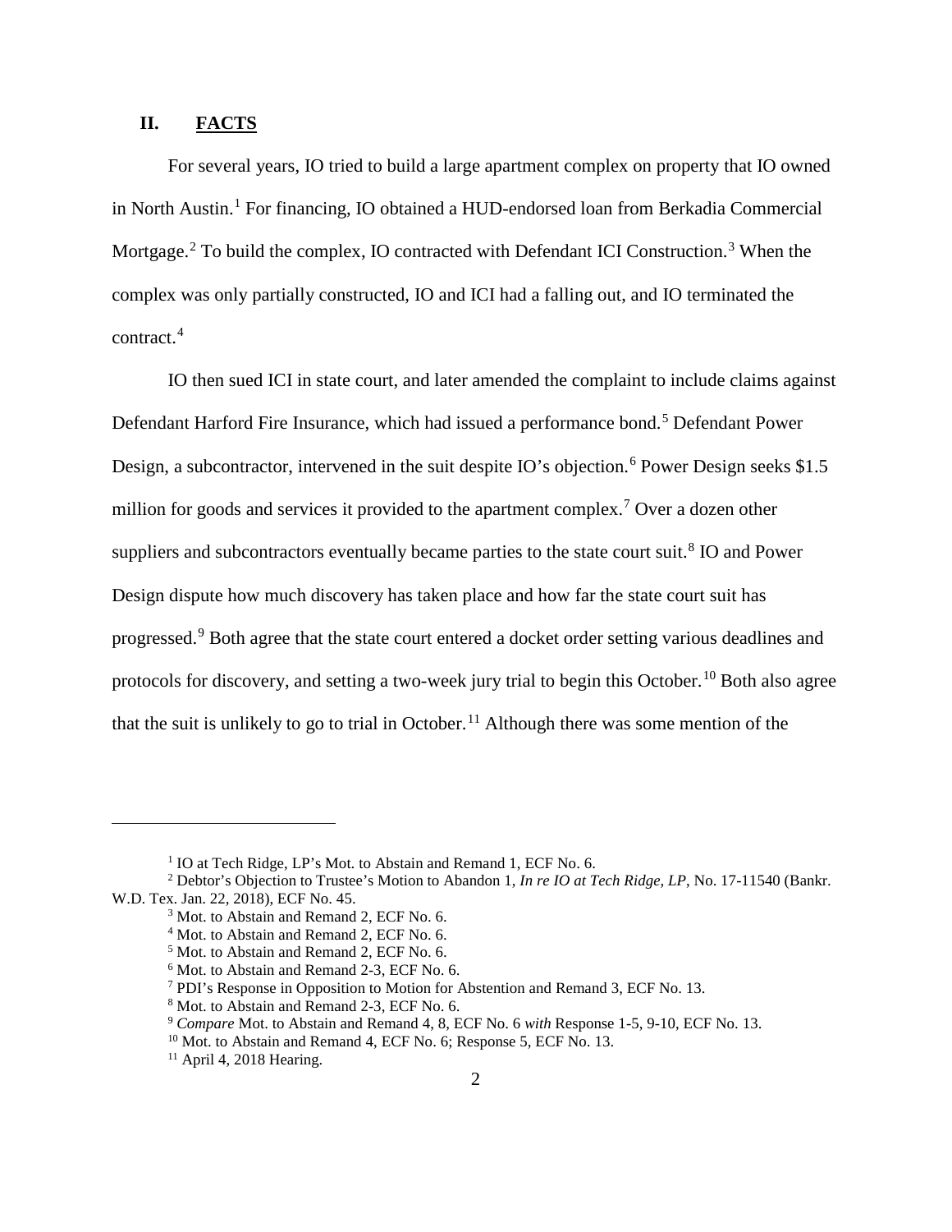## II. FACTS

For several years, IO tried to build a large apartment complex on property that IO owned in North Austin.[1] For financing, IO obtained a HUD-endorsed loan from Berkadia Commercial Mortgage.[2] To build the complex, IO contracted with Defendant ICI Construction.[3] When the complex was only partially constructed, IO and ICI had a falling out, and IO terminated the contract.[4]

IO then sued ICI in state court, and later amended the complaint to include claims against Defendant Harford Fire Insurance, which had issued a performance bond.[5] Defendant Power Design, a subcontractor, intervened in the suit despite IO's objection.[6] Power Design seeks $1.5 million for goods and services it provided to the apartment complex.[7] Over a dozen other suppliers and subcontractors eventually became parties to the state court suit.[8] IO and Power Design dispute how much discovery has taken place and how far the state court suit has progressed.[9] Both agree that the state court entered a docket order setting various deadlines and protocols for discovery, and setting a two-week jury trial to begin this October.[10] Both also agree that the suit is unlikely to go to trial in October.[11] Although there was some mention of the

---

[1] IO at Tech Ridge, LP's Mot. to Abstain and Remand 1, ECF No. 6.

[2] Debtor's Objection to Trustee's Motion to Abandon 1, *In re IO at Tech Ridge, LP*, No. 17-11540 (Bankr. W.D. Tex. Jan. 22, 2018), ECF No. 45.

[3] Mot. to Abstain and Remand 2, ECF No. 6.

[4] Mot. to Abstain and Remand 2, ECF No. 6.

[5] Mot. to Abstain and Remand 2, ECF No. 6.

[6] Mot. to Abstain and Remand 2-3, ECF No. 6.

[7] PDI's Response in Opposition to Motion for Abstention and Remand 3, ECF No. 13.

[8] Mot. to Abstain and Remand 2-3, ECF No. 6.

[9] *Compare* Mot. to Abstain and Remand 4, 8, ECF No. 6 *with* Response 1-5, 9-10, ECF No. 13.

[10] Mot. to Abstain and Remand 4, ECF No. 6; Response 5, ECF No. 13.

[11] April 4, 2018 Hearing.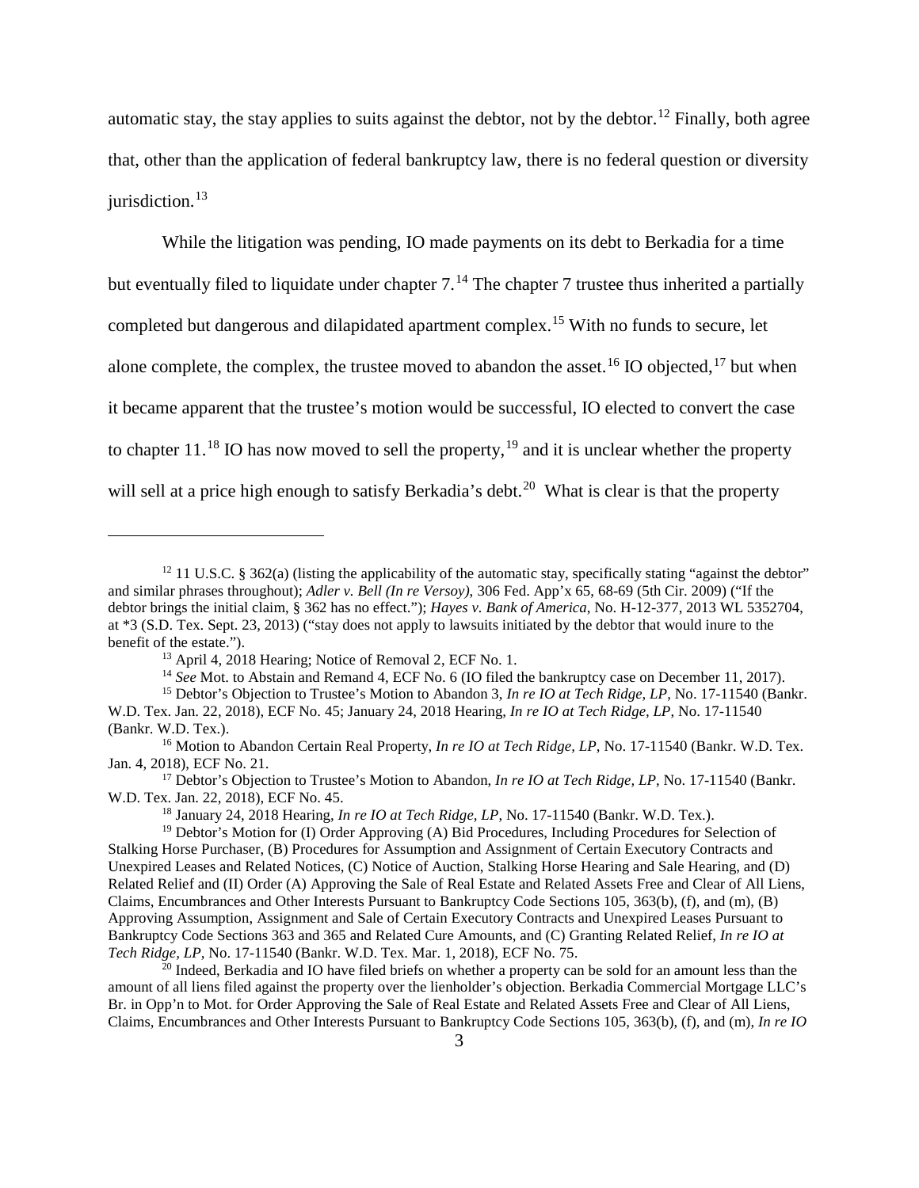automatic stay, the stay applies to suits against the debtor, not by the debtor.[12] Finally, both agree that, other than the application of federal bankruptcy law, there is no federal question or diversity jurisdiction.[13]

While the litigation was pending, IO made payments on its debt to Berkadia for a time but eventually filed to liquidate under chapter 7.[14] The chapter 7 trustee thus inherited a partially completed but dangerous and dilapidated apartment complex.[15] With no funds to secure, let alone complete, the complex, the trustee moved to abandon the asset.[16] IO objected,[17] but when it became apparent that the trustee's motion would be successful, IO elected to convert the case to chapter 11.[18] IO has now moved to sell the property,[19] and it is unclear whether the property will sell at a price high enough to satisfy Berkadia's debt.[20] What is clear is that the property

---

[12] 11 U.S.C. § 362(a) (listing the applicability of the automatic stay, specifically stating "against the debtor" and similar phrases throughout); *Adler v. Bell (In re Versoy)*, 306 Fed. App'x 65, 68-69 (5th Cir. 2009) ("If the debtor brings the initial claim, § 362 has no effect."); *Hayes v. Bank of America*, No. H-12-377, 2013 WL 5352704, at *3 (S.D. Tex. Sept. 23, 2013) ("stay does not apply to lawsuits initiated by the debtor that would inure to the benefit of the estate.").

[13] April 4, 2018 Hearing; Notice of Removal 2, ECF No. 1.

[14] *See* Mot. to Abstain and Remand 4, ECF No. 6 (IO filed the bankruptcy case on December 11, 2017).

[15] Debtor's Objection to Trustee's Motion to Abandon 3, *In re IO at Tech Ridge, LP*, No. 17-11540 (Bankr. W.D. Tex. Jan. 22, 2018), ECF No. 45; January 24, 2018 Hearing, *In re IO at Tech Ridge, LP*, No. 17-11540 (Bankr. W.D. Tex.).

[16] Motion to Abandon Certain Real Property, *In re IO at Tech Ridge, LP*, No. 17-11540 (Bankr. W.D. Tex. Jan. 4, 2018), ECF No. 21.

[17] Debtor's Objection to Trustee's Motion to Abandon, *In re IO at Tech Ridge, LP*, No. 17-11540 (Bankr. W.D. Tex. Jan. 22, 2018), ECF No. 45.

[18] January 24, 2018 Hearing, *In re IO at Tech Ridge, LP*, No. 17-11540 (Bankr. W.D. Tex.).

[19] Debtor's Motion for (I) Order Approving (A) Bid Procedures, Including Procedures for Selection of Stalking Horse Purchaser, (B) Procedures for Assumption and Assignment of Certain Executory Contracts and Unexpired Leases and Related Notices, (C) Notice of Auction, Stalking Horse Hearing and Sale Hearing, and (D) Related Relief and (II) Order (A) Approving the Sale of Real Estate and Related Assets Free and Clear of All Liens, Claims, Encumbrances and Other Interests Pursuant to Bankruptcy Code Sections 105, 363(b), (f), and (m), (B) Approving Assumption, Assignment and Sale of Certain Executory Contracts and Unexpired Leases Pursuant to Bankruptcy Code Sections 363 and 365 and Related Cure Amounts, and (C) Granting Related Relief, *In re IO at Tech Ridge, LP*, No. 17-11540 (Bankr. W.D. Tex. Mar. 1, 2018), ECF No. 75.

[20] Indeed, Berkadia and IO have filed briefs on whether a property can be sold for an amount less than the amount of all liens filed against the property over the lienholder's objection. Berkadia Commercial Mortgage LLC's Br. in Opp'n to Mot. for Order Approving the Sale of Real Estate and Related Assets Free and Clear of All Liens, Claims, Encumbrances and Other Interests Pursuant to Bankruptcy Code Sections 105, 363(b), (f), and (m), *In re IO*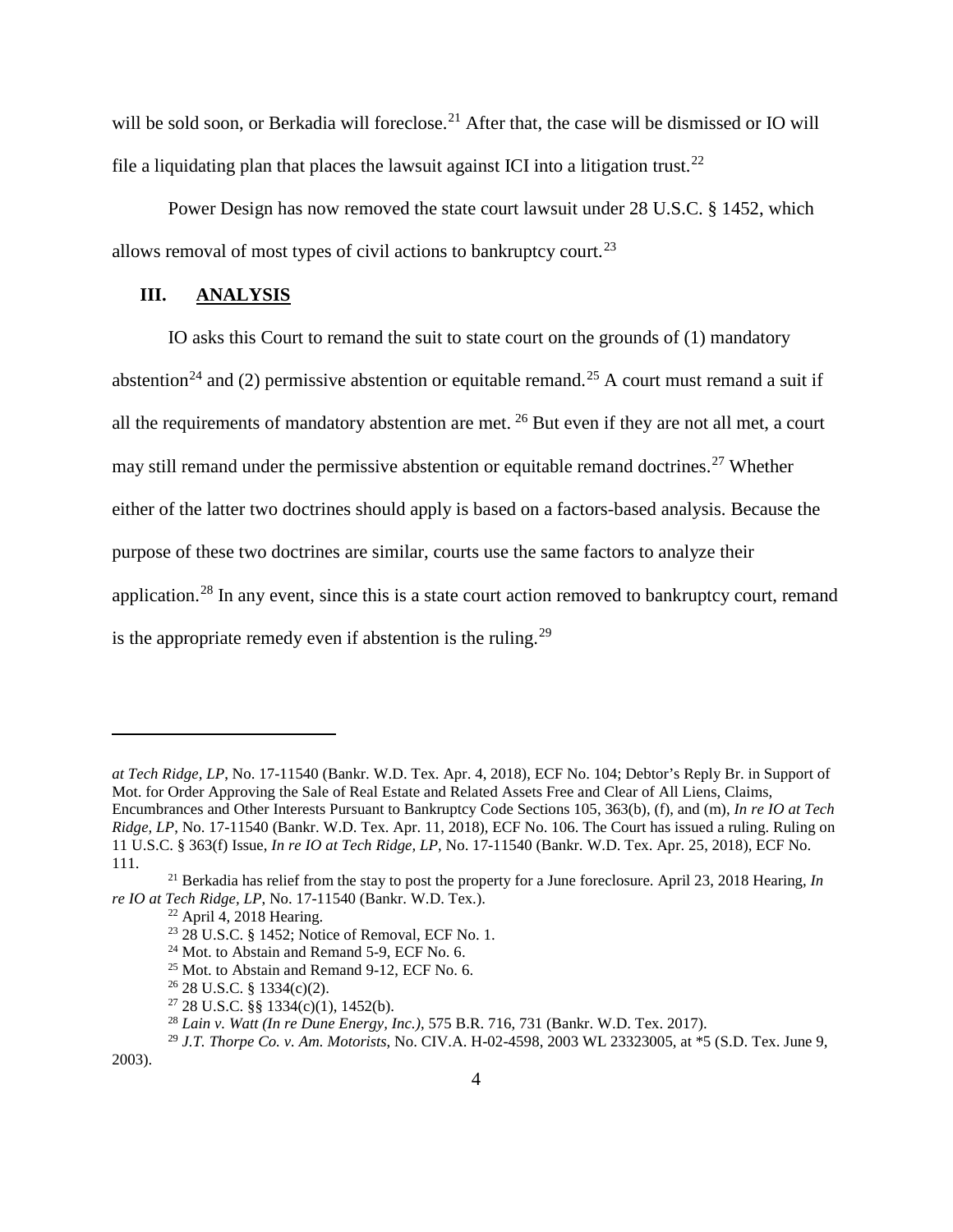will be sold soon, or Berkadia will foreclose.[21] After that, the case will be dismissed or IO will file a liquidating plan that places the lawsuit against ICI into a litigation trust.[22]

Power Design has now removed the state court lawsuit under 28 U.S.C. § 1452, which allows removal of most types of civil actions to bankruptcy court.[23]

## III. ANALYSIS

IO asks this Court to remand the suit to state court on the grounds of (1) mandatory abstention[24] and (2) permissive abstention or equitable remand.[25] A court must remand a suit if all the requirements of mandatory abstention are met. [26] But even if they are not all met, a court may still remand under the permissive abstention or equitable remand doctrines.[27] Whether either of the latter two doctrines should apply is based on a factors-based analysis. Because the purpose of these two doctrines are similar, courts use the same factors to analyze their application.[28] In any event, since this is a state court action removed to bankruptcy court, remand is the appropriate remedy even if abstention is the ruling.[29]

---

*at Tech Ridge, LP*, No. 17-11540 (Bankr. W.D. Tex. Apr. 4, 2018), ECF No. 104; Debtor's Reply Br. in Support of Mot. for Order Approving the Sale of Real Estate and Related Assets Free and Clear of All Liens, Claims, Encumbrances and Other Interests Pursuant to Bankruptcy Code Sections 105, 363(b), (f), and (m), *In re IO at Tech Ridge, LP*, No. 17-11540 (Bankr. W.D. Tex. Apr. 11, 2018), ECF No. 106. The Court has issued a ruling. Ruling on 11 U.S.C. § 363(f) Issue, *In re IO at Tech Ridge, LP*, No. 17-11540 (Bankr. W.D. Tex. Apr. 25, 2018), ECF No. 111.

[21] Berkadia has relief from the stay to post the property for a June foreclosure. April 23, 2018 Hearing, *In re IO at Tech Ridge, LP*, No. 17-11540 (Bankr. W.D. Tex.).

[22] April 4, 2018 Hearing.

[23] 28 U.S.C. § 1452; Notice of Removal, ECF No. 1.

[24] Mot. to Abstain and Remand 5-9, ECF No. 6.

[25] Mot. to Abstain and Remand 9-12, ECF No. 6.

[26] 28 U.S.C. § 1334(c)(2).

[27] 28 U.S.C. §§ 1334(c)(1), 1452(b).

[28] *Lain v. Watt (In re Dune Energy, Inc.)*, 575 B.R. 716, 731 (Bankr. W.D. Tex. 2017).

[29] *J.T. Thorpe Co. v. Am. Motorists*, No. CIV.A. H-02-4598, 2003 WL 23323005, at *5 (S.D. Tex. June 9, 2003).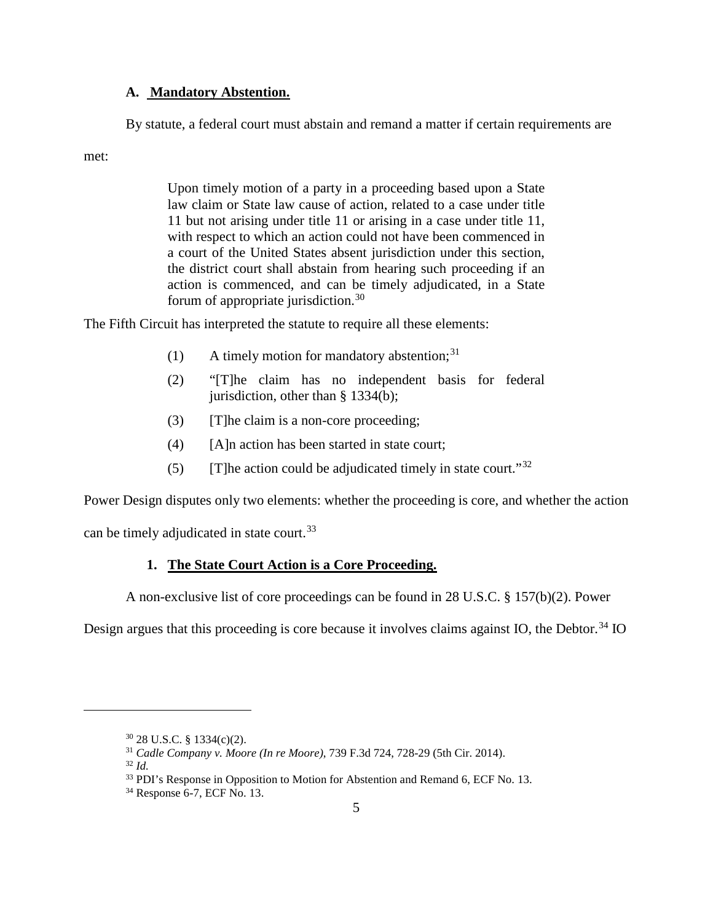### A. Mandatory Abstention.

By statute, a federal court must abstain and remand a matter if certain requirements are met:

> Upon timely motion of a party in a proceeding based upon a State law claim or State law cause of action, related to a case under title 11 but not arising under title 11 or arising in a case under title 11, with respect to which an action could not have been commenced in a court of the United States absent jurisdiction under this section, the district court shall abstain from hearing such proceeding if an action is commenced, and can be timely adjudicated, in a State forum of appropriate jurisdiction.[30]

The Fifth Circuit has interpreted the statute to require all these elements:

> (1) A timely motion for mandatory abstention;[31]
>
> (2) "[T]he claim has no independent basis for federal jurisdiction, other than § 1334(b);
>
> (3) [T]he claim is a non-core proceeding;
>
> (4) [A]n action has been started in state court;
>
> (5) [T]he action could be adjudicated timely in state court."[32]

Power Design disputes only two elements: whether the proceeding is core, and whether the action can be timely adjudicated in state court.[33]

#### 1. The State Court Action is a Core Proceeding.

A non-exclusive list of core proceedings can be found in 28 U.S.C. § 157(b)(2). Power Design argues that this proceeding is core because it involves claims against IO, the Debtor.[34] IO

---

[30] 28 U.S.C. § 1334(c)(2).

[31] *Cadle Company v. Moore (In re Moore)*, 739 F.3d 724, 728-29 (5th Cir. 2014).

[32] *Id.*

[33] PDI's Response in Opposition to Motion for Abstention and Remand 6, ECF No. 13.

[34] Response 6-7, ECF No. 13.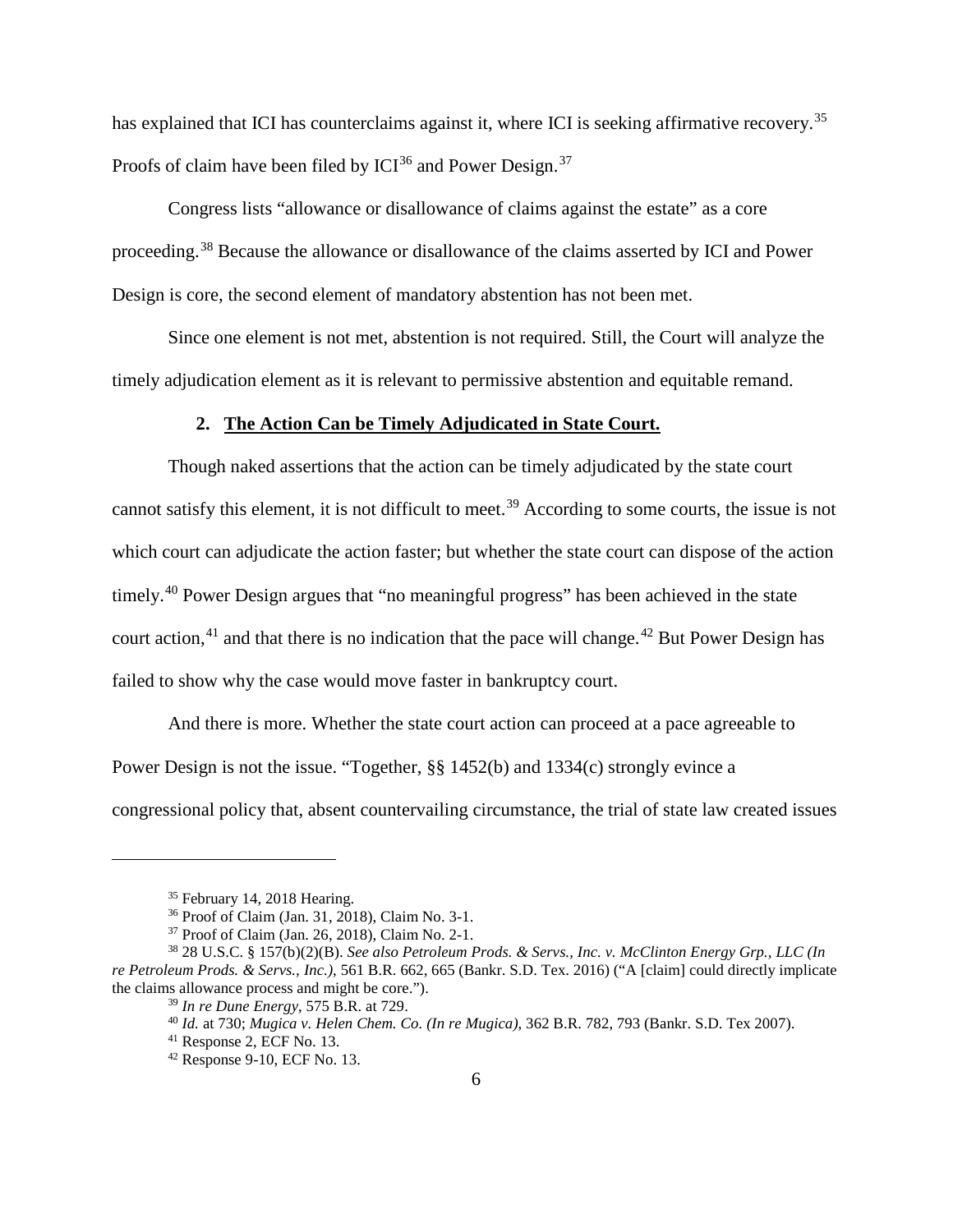has explained that ICI has counterclaims against it, where ICI is seeking affirmative recovery.[35] Proofs of claim have been filed by ICI[36] and Power Design.[37]

Congress lists "allowance or disallowance of claims against the estate" as a core proceeding.[38] Because the allowance or disallowance of the claims asserted by ICI and Power Design is core, the second element of mandatory abstention has not been met.

Since one element is not met, abstention is not required. Still, the Court will analyze the timely adjudication element as it is relevant to permissive abstention and equitable remand.

### 2. **The Action Can be Timely Adjudicated in State Court.**

Though naked assertions that the action can be timely adjudicated by the state court cannot satisfy this element, it is not difficult to meet.[39] According to some courts, the issue is not which court can adjudicate the action faster; but whether the state court can dispose of the action timely.[40] Power Design argues that "no meaningful progress" has been achieved in the state court action,[41] and that there is no indication that the pace will change.[42] But Power Design has failed to show why the case would move faster in bankruptcy court.

And there is more. Whether the state court action can proceed at a pace agreeable to Power Design is not the issue. "Together, §§ 1452(b) and 1334(c) strongly evince a congressional policy that, absent countervailing circumstance, the trial of state law created issues

---

[35] February 14, 2018 Hearing.

[36] Proof of Claim (Jan. 31, 2018), Claim No. 3-1.

[37] Proof of Claim (Jan. 26, 2018), Claim No. 2-1.

[38] 28 U.S.C. § 157(b)(2)(B). *See also Petroleum Prods. & Servs., Inc. v. McClinton Energy Grp., LLC (In re Petroleum Prods. & Servs., Inc.)*, 561 B.R. 662, 665 (Bankr. S.D. Tex. 2016) ("A [claim] could directly implicate the claims allowance process and might be core.").

[39] *In re Dune Energy*, 575 B.R. at 729.

[40] *Id.* at 730; *Mugica v. Helen Chem. Co. (In re Mugica)*, 362 B.R. 782, 793 (Bankr. S.D. Tex 2007).

[41] Response 2, ECF No. 13.

[42] Response 9-10, ECF No. 13.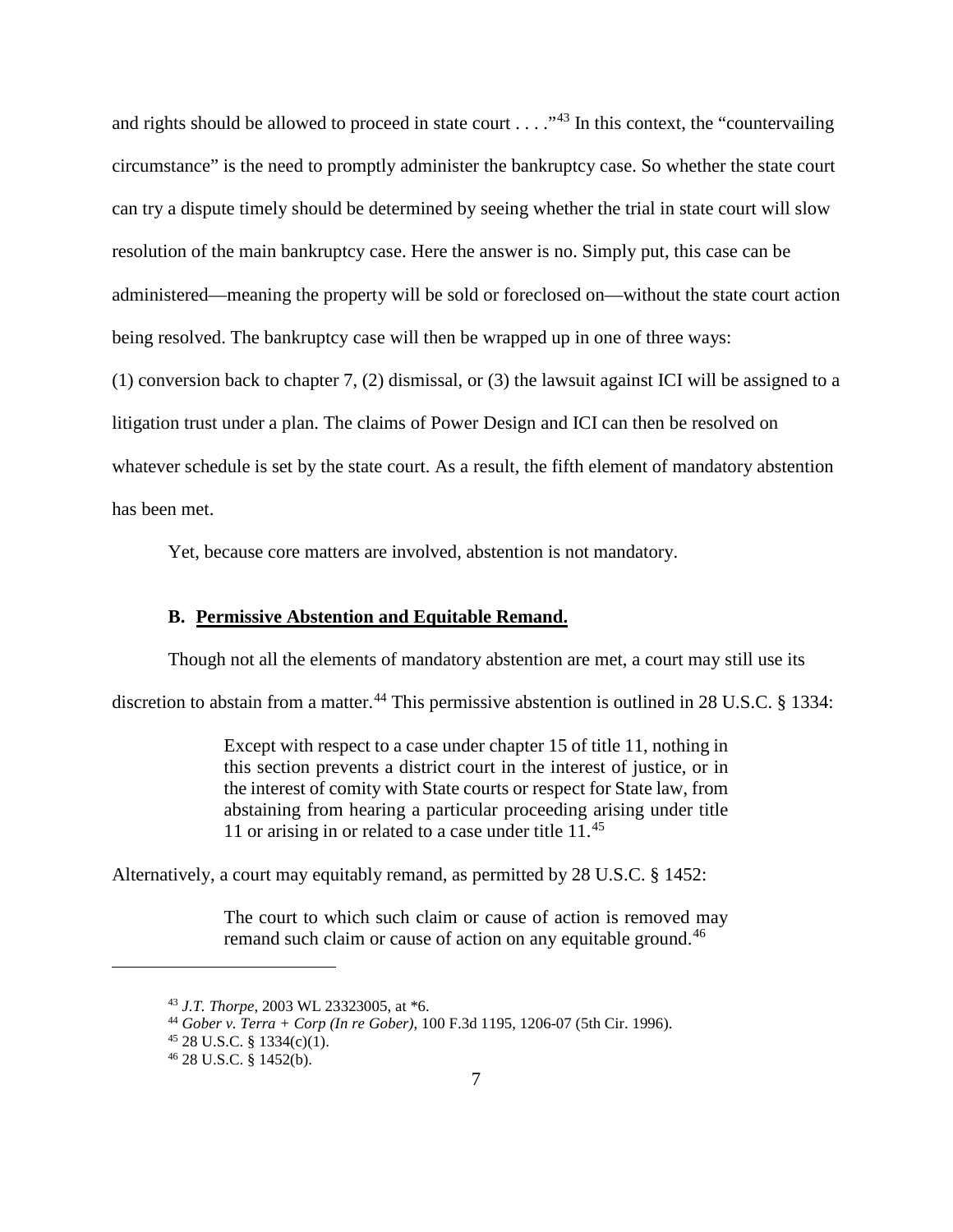and rights should be allowed to proceed in state court . . . ."[43] In this context, the "countervailing circumstance" is the need to promptly administer the bankruptcy case. So whether the state court can try a dispute timely should be determined by seeing whether the trial in state court will slow resolution of the main bankruptcy case. Here the answer is no. Simply put, this case can be administered—meaning the property will be sold or foreclosed on—without the state court action being resolved. The bankruptcy case will then be wrapped up in one of three ways: (1) conversion back to chapter 7, (2) dismissal, or (3) the lawsuit against ICI will be assigned to a litigation trust under a plan. The claims of Power Design and ICI can then be resolved on whatever schedule is set by the state court. As a result, the fifth element of mandatory abstention has been met.

Yet, because core matters are involved, abstention is not mandatory.

### B. Permissive Abstention and Equitable Remand.

Though not all the elements of mandatory abstention are met, a court may still use its discretion to abstain from a matter.[44] This permissive abstention is outlined in 28 U.S.C. § 1334:

> Except with respect to a case under chapter 15 of title 11, nothing in this section prevents a district court in the interest of justice, or in the interest of comity with State courts or respect for State law, from abstaining from hearing a particular proceeding arising under title 11 or arising in or related to a case under title 11.[45]

Alternatively, a court may equitably remand, as permitted by 28 U.S.C. § 1452:

> The court to which such claim or cause of action is removed may remand such claim or cause of action on any equitable ground.[46]

---

[43] *J.T. Thorpe*, 2003 WL 23323005, at *6.

[44] *Gober v. Terra + Corp (In re Gober)*, 100 F.3d 1195, 1206-07 (5th Cir. 1996).

[45] 28 U.S.C. § 1334(c)(1).

[46] 28 U.S.C. § 1452(b).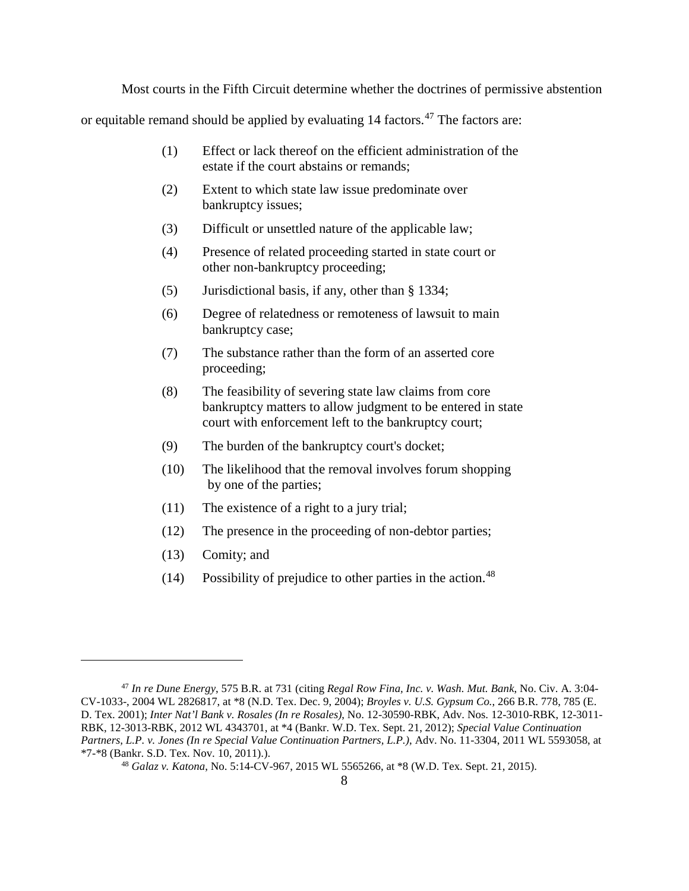Most courts in the Fifth Circuit determine whether the doctrines of permissive abstention or equitable remand should be applied by evaluating 14 factors.[47] The factors are:

> (1) Effect or lack thereof on the efficient administration of the estate if the court abstains or remands;
>
> (2) Extent to which state law issue predominate over bankruptcy issues;
>
> (3) Difficult or unsettled nature of the applicable law;
>
> (4) Presence of related proceeding started in state court or other non-bankruptcy proceeding;
>
> (5) Jurisdictional basis, if any, other than § 1334;
>
> (6) Degree of relatedness or remoteness of lawsuit to main bankruptcy case;
>
> (7) The substance rather than the form of an asserted core proceeding;
>
> (8) The feasibility of severing state law claims from core bankruptcy matters to allow judgment to be entered in state court with enforcement left to the bankruptcy court;
>
> (9) The burden of the bankruptcy court's docket;
>
> (10) The likelihood that the removal involves forum shopping by one of the parties;
>
> (11) The existence of a right to a jury trial;
>
> (12) The presence in the proceeding of non-debtor parties;
>
> (13) Comity; and
>
> (14) Possibility of prejudice to other parties in the action.[48]

---

[47] *In re Dune Energy*, 575 B.R. at 731 (citing *Regal Row Fina, Inc. v. Wash. Mut. Bank*, No. Civ. A. 3:04-CV-1033-, 2004 WL 2826817, at *8 (N.D. Tex. Dec. 9, 2004); *Broyles v. U.S. Gypsum Co.*, 266 B.R. 778, 785 (E. D. Tex. 2001); *Inter Nat'l Bank v. Rosales (In re Rosales)*, No. 12-30590-RBK, Adv. Nos. 12-3010-RBK, 12-3011-RBK, 12-3013-RBK, 2012 WL 4343701, at *4 (Bankr. W.D. Tex. Sept. 21, 2012); *Special Value Continuation Partners, L.P. v. Jones (In re Special Value Continuation Partners, L.P.)*, Adv. No. 11-3304, 2011 WL 5593058, at *7-*8 (Bankr. S.D. Tex. Nov. 10, 2011).).

[48] *Galaz v. Katona*, No. 5:14-CV-967, 2015 WL 5565266, at *8 (W.D. Tex. Sept. 21, 2015).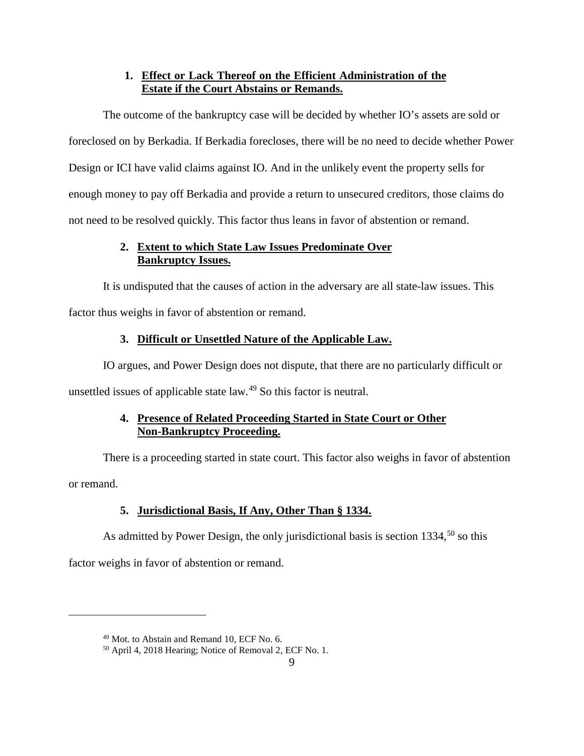### 1. Effect or Lack Thereof on the Efficient Administration of the Estate if the Court Abstains or Remands.

The outcome of the bankruptcy case will be decided by whether IO's assets are sold or foreclosed on by Berkadia. If Berkadia forecloses, there will be no need to decide whether Power Design or ICI have valid claims against IO. And in the unlikely event the property sells for enough money to pay off Berkadia and provide a return to unsecured creditors, those claims do not need to be resolved quickly. This factor thus leans in favor of abstention or remand.

### 2. Extent to which State Law Issues Predominate Over Bankruptcy Issues.

It is undisputed that the causes of action in the adversary are all state-law issues. This factor thus weighs in favor of abstention or remand.

### 3. Difficult or Unsettled Nature of the Applicable Law.

IO argues, and Power Design does not dispute, that there are no particularly difficult or unsettled issues of applicable state law.[49] So this factor is neutral.

### 4. Presence of Related Proceeding Started in State Court or Other Non-Bankruptcy Proceeding.

There is a proceeding started in state court. This factor also weighs in favor of abstention or remand.

### 5. Jurisdictional Basis, If Any, Other Than § 1334.

As admitted by Power Design, the only jurisdictional basis is section 1334,[50] so this factor weighs in favor of abstention or remand.

---

[49] Mot. to Abstain and Remand 10, ECF No. 6.

[50] April 4, 2018 Hearing; Notice of Removal 2, ECF No. 1.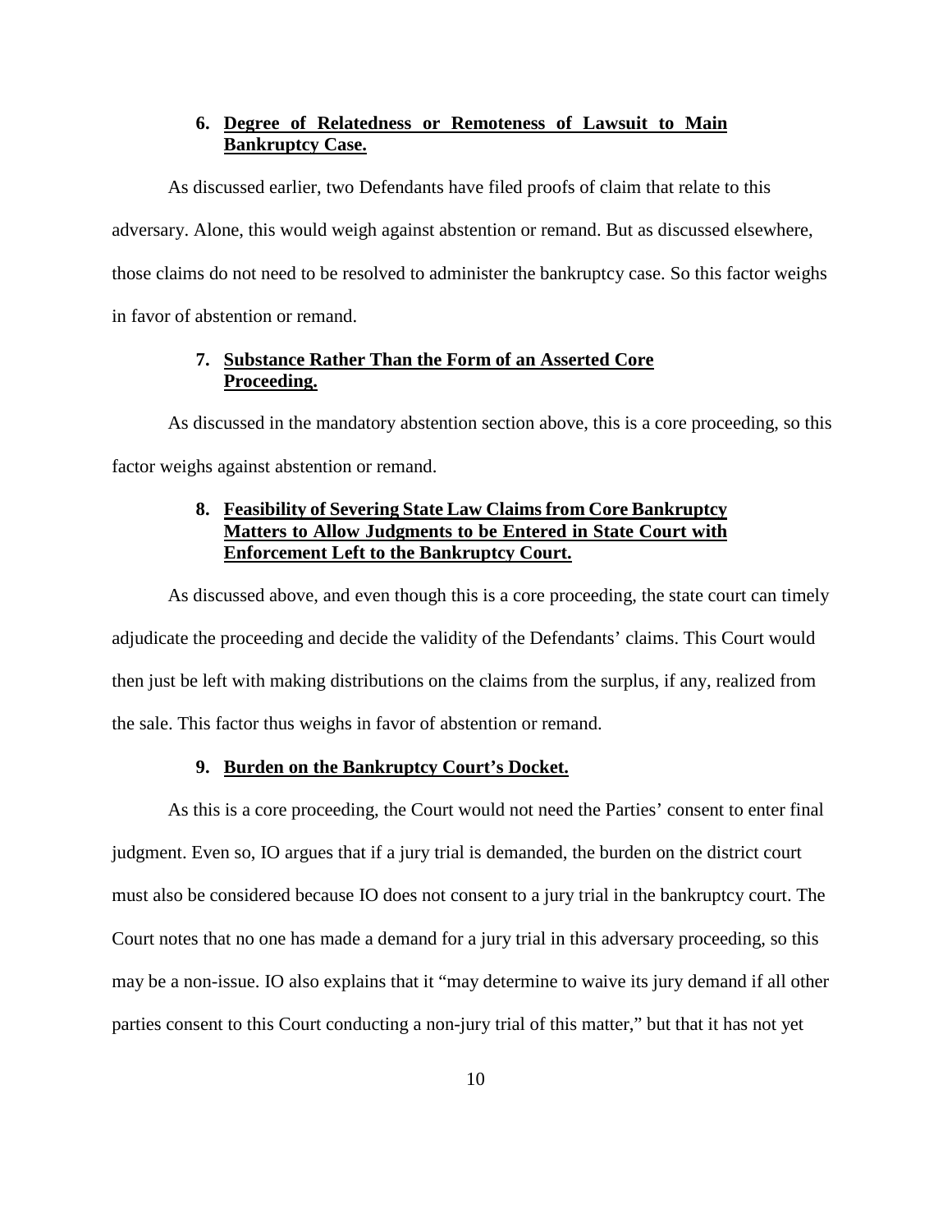### 6. **Degree of Relatedness or Remoteness of Lawsuit to Main Bankruptcy Case.**

As discussed earlier, two Defendants have filed proofs of claim that relate to this adversary. Alone, this would weigh against abstention or remand. But as discussed elsewhere, those claims do not need to be resolved to administer the bankruptcy case. So this factor weighs in favor of abstention or remand.

### 7. **Substance Rather Than the Form of an Asserted Core Proceeding.**

As discussed in the mandatory abstention section above, this is a core proceeding, so this factor weighs against abstention or remand.

### 8. **Feasibility of Severing State Law Claims from Core Bankruptcy Matters to Allow Judgments to be Entered in State Court with Enforcement Left to the Bankruptcy Court.**

As discussed above, and even though this is a core proceeding, the state court can timely adjudicate the proceeding and decide the validity of the Defendants' claims. This Court would then just be left with making distributions on the claims from the surplus, if any, realized from the sale. This factor thus weighs in favor of abstention or remand.

### 9. **Burden on the Bankruptcy Court's Docket.**

As this is a core proceeding, the Court would not need the Parties' consent to enter final judgment. Even so, IO argues that if a jury trial is demanded, the burden on the district court must also be considered because IO does not consent to a jury trial in the bankruptcy court. The Court notes that no one has made a demand for a jury trial in this adversary proceeding, so this may be a non-issue. IO also explains that it "may determine to waive its jury demand if all other parties consent to this Court conducting a non-jury trial of this matter," but that it has not yet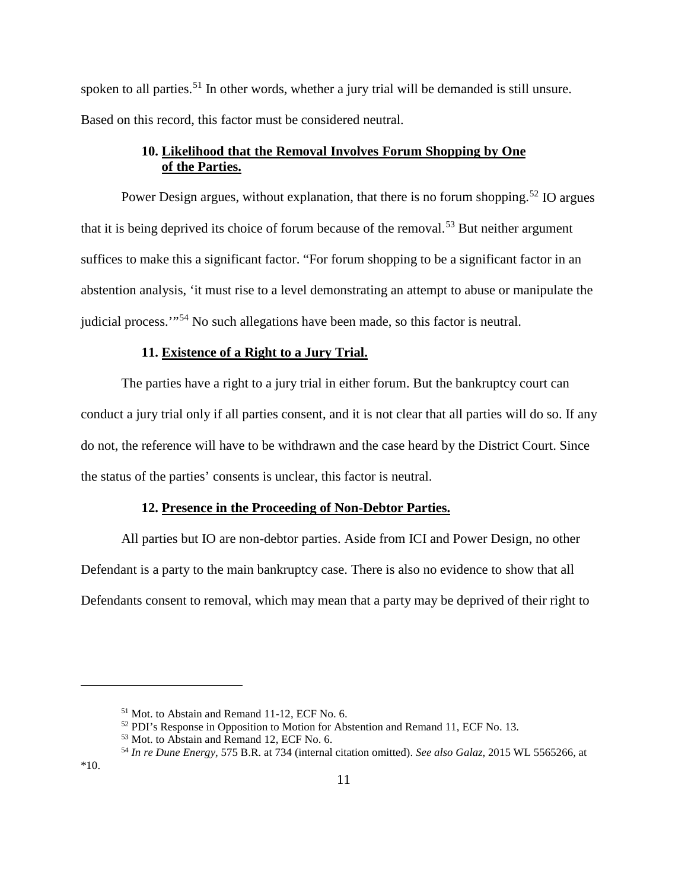spoken to all parties.[51] In other words, whether a jury trial will be demanded is still unsure. Based on this record, this factor must be considered neutral.

### 10. Likelihood that the Removal Involves Forum Shopping by One of the Parties.

Power Design argues, without explanation, that there is no forum shopping.[52] IO argues that it is being deprived its choice of forum because of the removal.[53] But neither argument suffices to make this a significant factor. "For forum shopping to be a significant factor in an abstention analysis, 'it must rise to a level demonstrating an attempt to abuse or manipulate the judicial process.'"[54] No such allegations have been made, so this factor is neutral.

### 11. Existence of a Right to a Jury Trial.

The parties have a right to a jury trial in either forum. But the bankruptcy court can conduct a jury trial only if all parties consent, and it is not clear that all parties will do so. If any do not, the reference will have to be withdrawn and the case heard by the District Court. Since the status of the parties' consents is unclear, this factor is neutral.

### 12. Presence in the Proceeding of Non-Debtor Parties.

All parties but IO are non-debtor parties. Aside from ICI and Power Design, no other Defendant is a party to the main bankruptcy case. There is also no evidence to show that all Defendants consent to removal, which may mean that a party may be deprived of their right to

---

[51] Mot. to Abstain and Remand 11-12, ECF No. 6.

[52] PDI's Response in Opposition to Motion for Abstention and Remand 11, ECF No. 13.

[53] Mot. to Abstain and Remand 12, ECF No. 6.

[54] *In re Dune Energy*, 575 B.R. at 734 (internal citation omitted). *See also Galaz*, 2015 WL 5565266, at *10.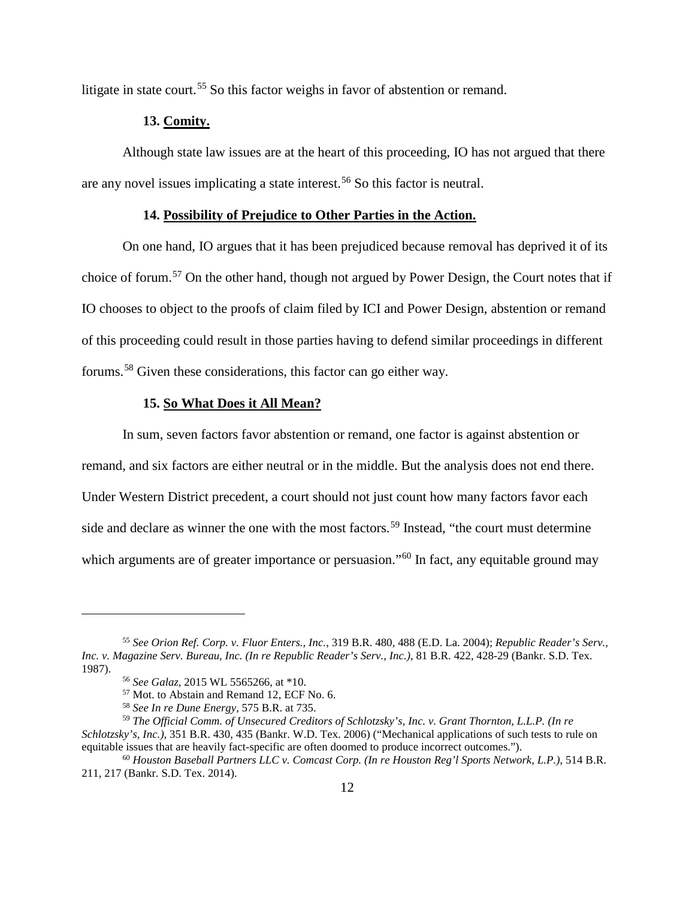litigate in state court.[55] So this factor weighs in favor of abstention or remand.

**13. Comity.**

Although state law issues are at the heart of this proceeding, IO has not argued that there are any novel issues implicating a state interest.[56] So this factor is neutral.

**14. Possibility of Prejudice to Other Parties in the Action.**

On one hand, IO argues that it has been prejudiced because removal has deprived it of its choice of forum.[57] On the other hand, though not argued by Power Design, the Court notes that if IO chooses to object to the proofs of claim filed by ICI and Power Design, abstention or remand of this proceeding could result in those parties having to defend similar proceedings in different forums.[58] Given these considerations, this factor can go either way.

**15. So What Does it All Mean?**

In sum, seven factors favor abstention or remand, one factor is against abstention or remand, and six factors are either neutral or in the middle. But the analysis does not end there. Under Western District precedent, a court should not just count how many factors favor each side and declare as winner the one with the most factors.[59] Instead, "the court must determine which arguments are of greater importance or persuasion."[60] In fact, any equitable ground may

---

[55] *See Orion Ref. Corp. v. Fluor Enters., Inc.*, 319 B.R. 480, 488 (E.D. La. 2004); *Republic Reader's Serv., Inc. v. Magazine Serv. Bureau, Inc. (In re Republic Reader's Serv., Inc.)*, 81 B.R. 422, 428-29 (Bankr. S.D. Tex. 1987).

[56] *See Galaz*, 2015 WL 5565266, at *10.

[57] Mot. to Abstain and Remand 12, ECF No. 6.

[58] *See In re Dune Energy*, 575 B.R. at 735.

[59] *The Official Comm. of Unsecured Creditors of Schlotzsky's, Inc. v. Grant Thornton, L.L.P. (In re Schlotzsky's, Inc.)*, 351 B.R. 430, 435 (Bankr. W.D. Tex. 2006) ("Mechanical applications of such tests to rule on equitable issues that are heavily fact-specific are often doomed to produce incorrect outcomes.").

[60] *Houston Baseball Partners LLC v. Comcast Corp. (In re Houston Reg'l Sports Network, L.P.)*, 514 B.R. 211, 217 (Bankr. S.D. Tex. 2014).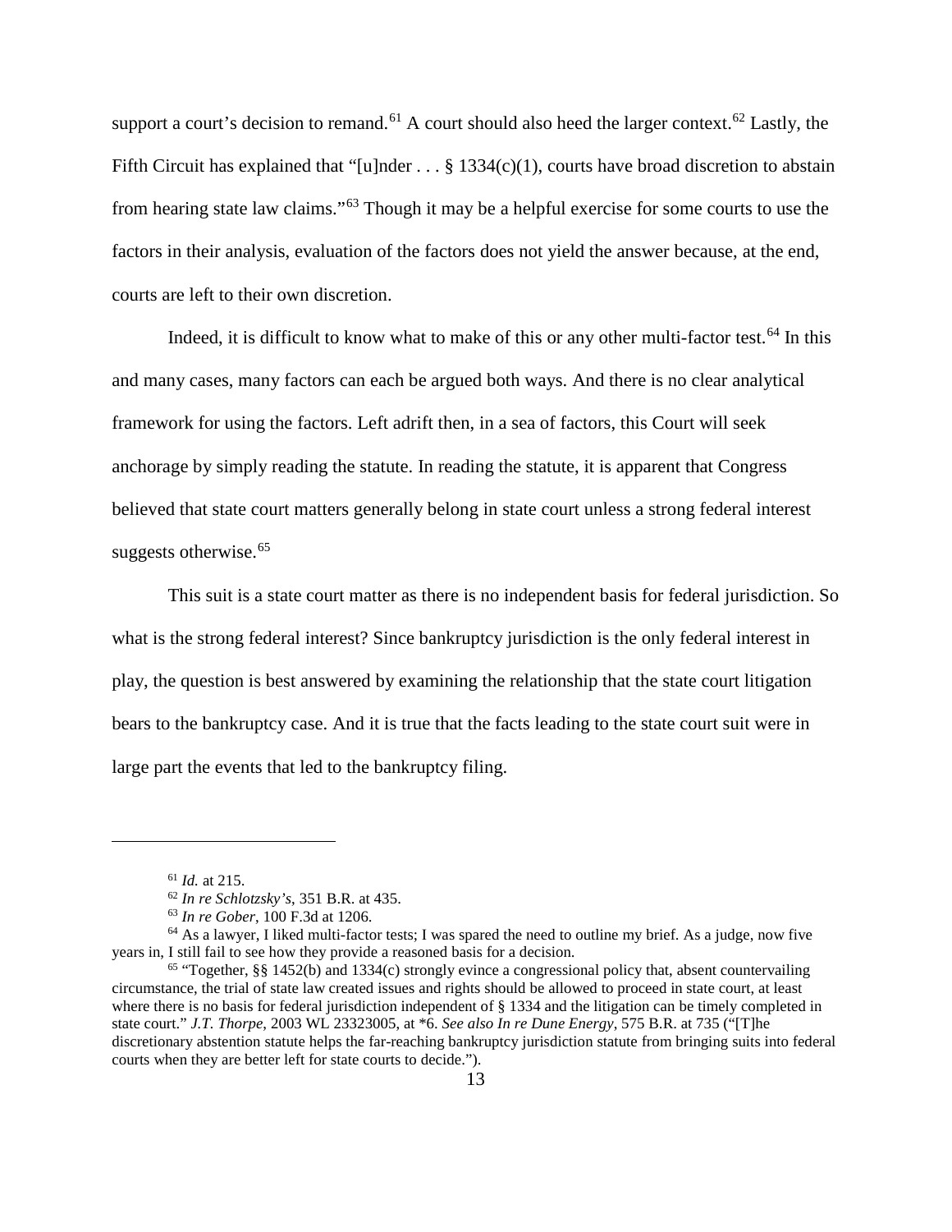support a court's decision to remand.[61] A court should also heed the larger context.[62] Lastly, the Fifth Circuit has explained that "[u]nder . . . § 1334(c)(1), courts have broad discretion to abstain from hearing state law claims."[63] Though it may be a helpful exercise for some courts to use the factors in their analysis, evaluation of the factors does not yield the answer because, at the end, courts are left to their own discretion.

Indeed, it is difficult to know what to make of this or any other multi-factor test.[64] In this and many cases, many factors can each be argued both ways. And there is no clear analytical framework for using the factors. Left adrift then, in a sea of factors, this Court will seek anchorage by simply reading the statute. In reading the statute, it is apparent that Congress believed that state court matters generally belong in state court unless a strong federal interest suggests otherwise.[65]

This suit is a state court matter as there is no independent basis for federal jurisdiction. So what is the strong federal interest? Since bankruptcy jurisdiction is the only federal interest in play, the question is best answered by examining the relationship that the state court litigation bears to the bankruptcy case. And it is true that the facts leading to the state court suit were in large part the events that led to the bankruptcy filing.

---

[61] *Id.* at 215.

[62] *In re Schlotzsky's*, 351 B.R. at 435.

[63] *In re Gober*, 100 F.3d at 1206.

[64] As a lawyer, I liked multi-factor tests; I was spared the need to outline my brief. As a judge, now five years in, I still fail to see how they provide a reasoned basis for a decision.

[65] "Together, §§ 1452(b) and 1334(c) strongly evince a congressional policy that, absent countervailing circumstance, the trial of state law created issues and rights should be allowed to proceed in state court, at least where there is no basis for federal jurisdiction independent of § 1334 and the litigation can be timely completed in state court." *J.T. Thorpe*, 2003 WL 23323005, at *6. *See also In re Dune Energy*, 575 B.R. at 735 ("[T]he discretionary abstention statute helps the far-reaching bankruptcy jurisdiction statute from bringing suits into federal courts when they are better left for state courts to decide.").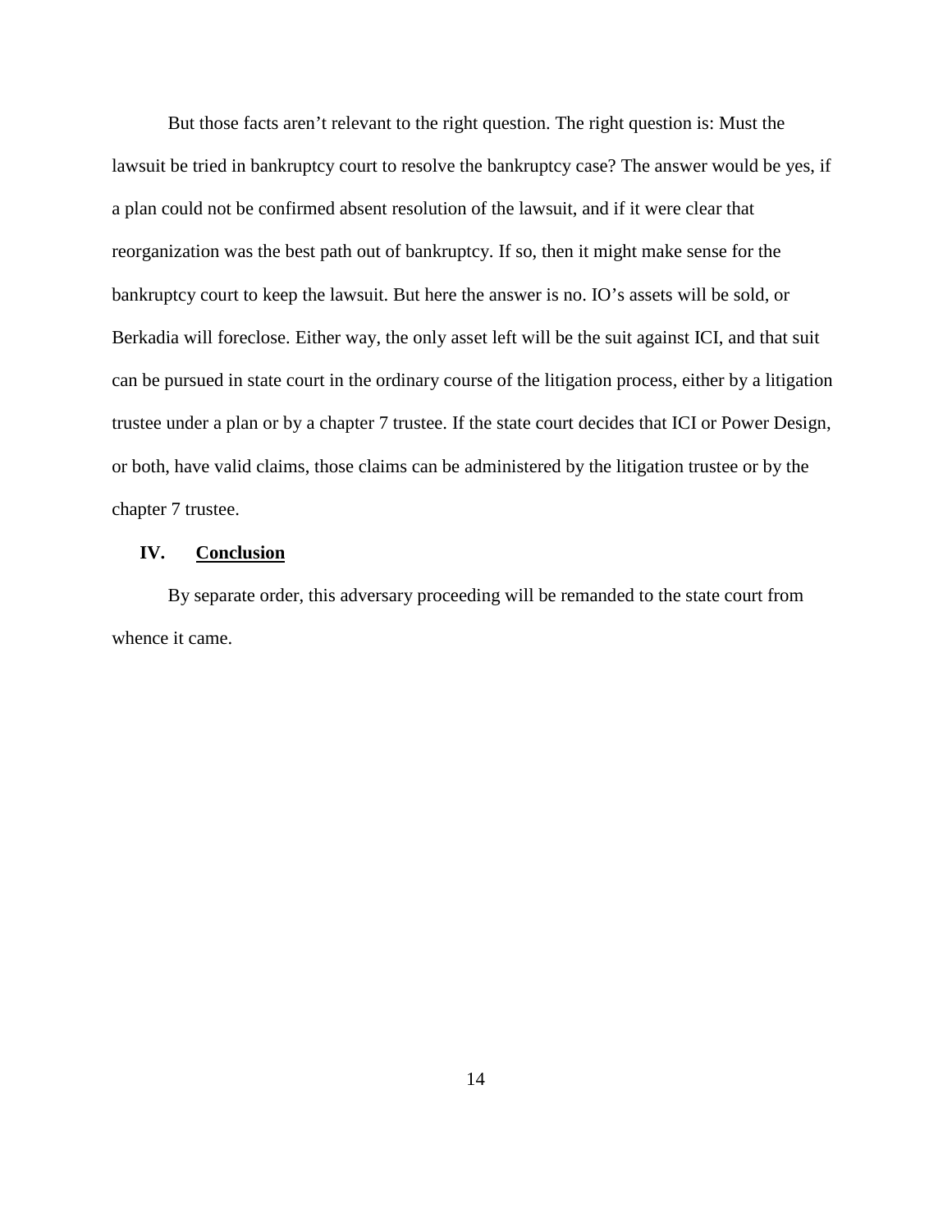But those facts aren't relevant to the right question. The right question is: Must the lawsuit be tried in bankruptcy court to resolve the bankruptcy case? The answer would be yes, if a plan could not be confirmed absent resolution of the lawsuit, and if it were clear that reorganization was the best path out of bankruptcy. If so, then it might make sense for the bankruptcy court to keep the lawsuit. But here the answer is no. IO's assets will be sold, or Berkadia will foreclose. Either way, the only asset left will be the suit against ICI, and that suit can be pursued in state court in the ordinary course of the litigation process, either by a litigation trustee under a plan or by a chapter 7 trustee. If the state court decides that ICI or Power Design, or both, have valid claims, those claims can be administered by the litigation trustee or by the chapter 7 trustee.

## IV. Conclusion

By separate order, this adversary proceeding will be remanded to the state court from whence it came.